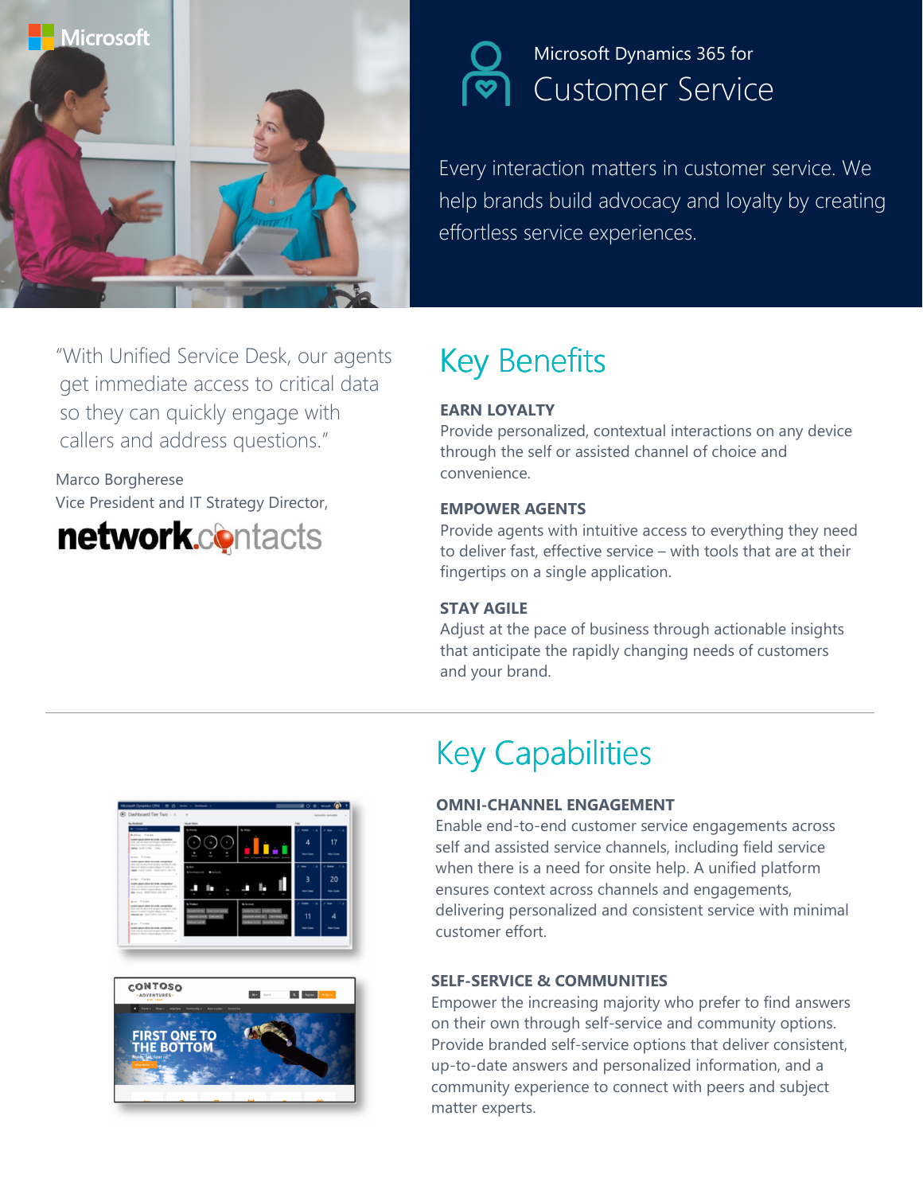Microsoft

# Microsoft Dynamics 365 for Customer Service

Every interaction matters in customer service. We help brands build advocacy and loyalty by creating effortless service experiences.

"With Unified Service Desk, our agents get immediate access to critical data so they can quickly engage with callers and address questions."

Marco Borgherese
Vice President and IT Strategy Director,
network.contacts

## Key Benefits

**EARN LOYALTY**
Provide personalized, contextual interactions on any device through the self or assisted channel of choice and convenience.

**EMPOWER AGENTS**
Provide agents with intuitive access to everything they need to deliver fast, effective service – with tools that are at their fingertips on a single application.

**STAY AGILE**
Adjust at the pace of business through actionable insights that anticipate the rapidly changing needs of customers and your brand.

## Key Capabilities

**OMNI-CHANNEL ENGAGEMENT**
Enable end-to-end customer service engagements across self and assisted service channels, including field service when there is a need for onsite help. A unified platform ensures context across channels and engagements, delivering personalized and consistent service with minimal customer effort.

**SELF-SERVICE & COMMUNITIES**
Empower the increasing majority who prefer to find answers on their own through self-service and community options. Provide branded self-service options that deliver consistent, up-to-date answers and personalized information, and a community experience to connect with peers and subject matter experts.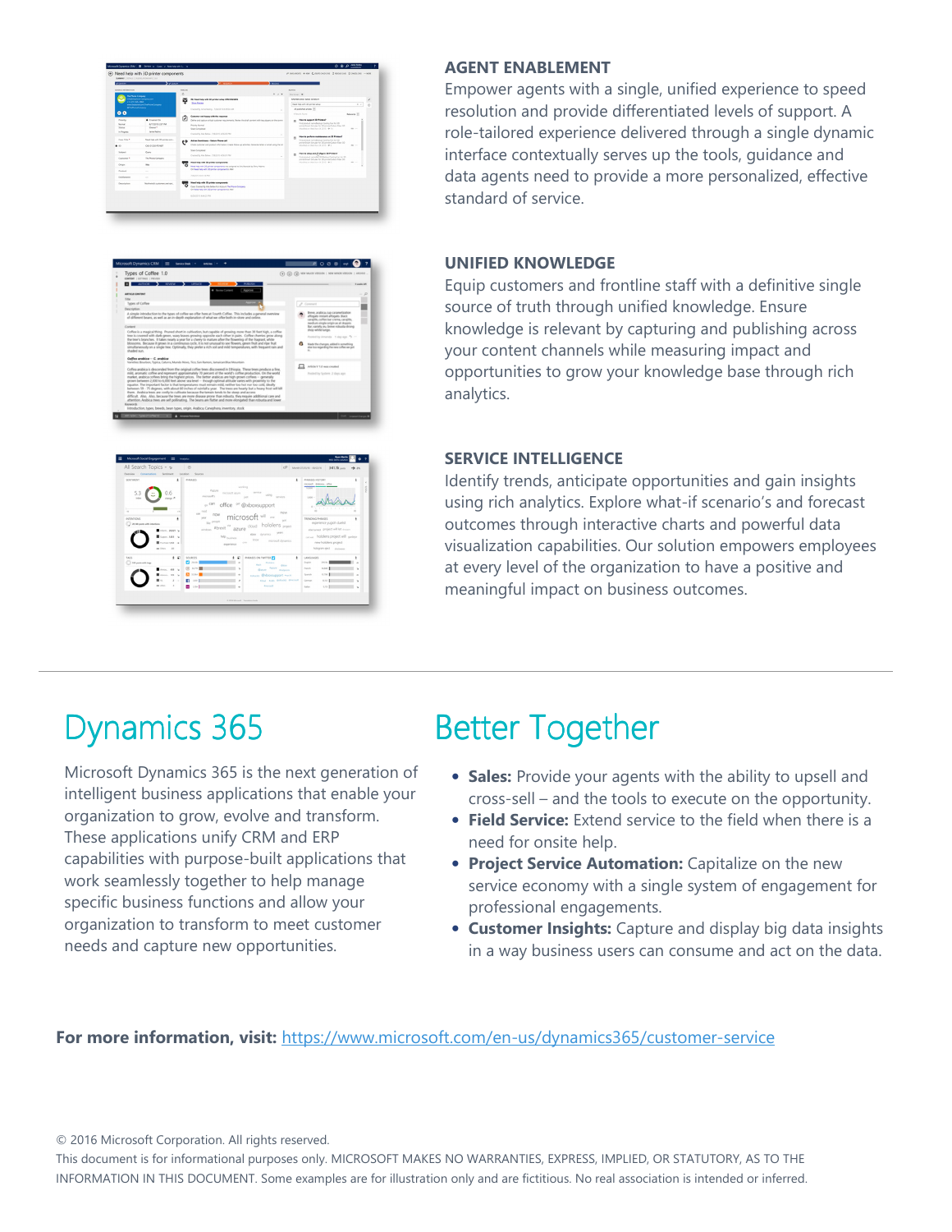### AGENT ENABLEMENT

Empower agents with a single, unified experience to speed resolution and provide differentiated levels of support. A role-tailored experience delivered through a single dynamic interface contextually serves up the tools, guidance and data agents need to provide a more personalized, effective standard of service.

### UNIFIED KNOWLEDGE

Equip customers and frontline staff with a definitive single source of truth through unified knowledge. Ensure knowledge is relevant by capturing and publishing across your content channels while measuring impact and opportunities to grow your knowledge base through rich analytics.

### SERVICE INTELLIGENCE

Identify trends, anticipate opportunities and gain insights using rich analytics. Explore what-if scenario's and forecast outcomes through interactive charts and powerful data visualization capabilities. Our solution empowers employees at every level of the organization to have a positive and meaningful impact on business outcomes.

---

## Dynamics 365

Microsoft Dynamics 365 is the next generation of intelligent business applications that enable your organization to grow, evolve and transform. These applications unify CRM and ERP capabilities with purpose-built applications that work seamlessly together to help manage specific business functions and allow your organization to transform to meet customer needs and capture new opportunities.

## Better Together

- **Sales:** Provide your agents with the ability to upsell and cross-sell – and the tools to execute on the opportunity.
- **Field Service:** Extend service to the field when there is a need for onsite help.
- **Project Service Automation:** Capitalize on the new service economy with a single system of engagement for professional engagements.
- **Customer Insights:** Capture and display big data insights in a way business users can consume and act on the data.

**For more information, visit:** https://www.microsoft.com/en-us/dynamics365/customer-service

© 2016 Microsoft Corporation. All rights reserved.
This document is for informational purposes only. MICROSOFT MAKES NO WARRANTIES, EXPRESS, IMPLIED, OR STATUTORY, AS TO THE INFORMATION IN THIS DOCUMENT. Some examples are for illustration only and are fictitious. No real association is intended or inferred.